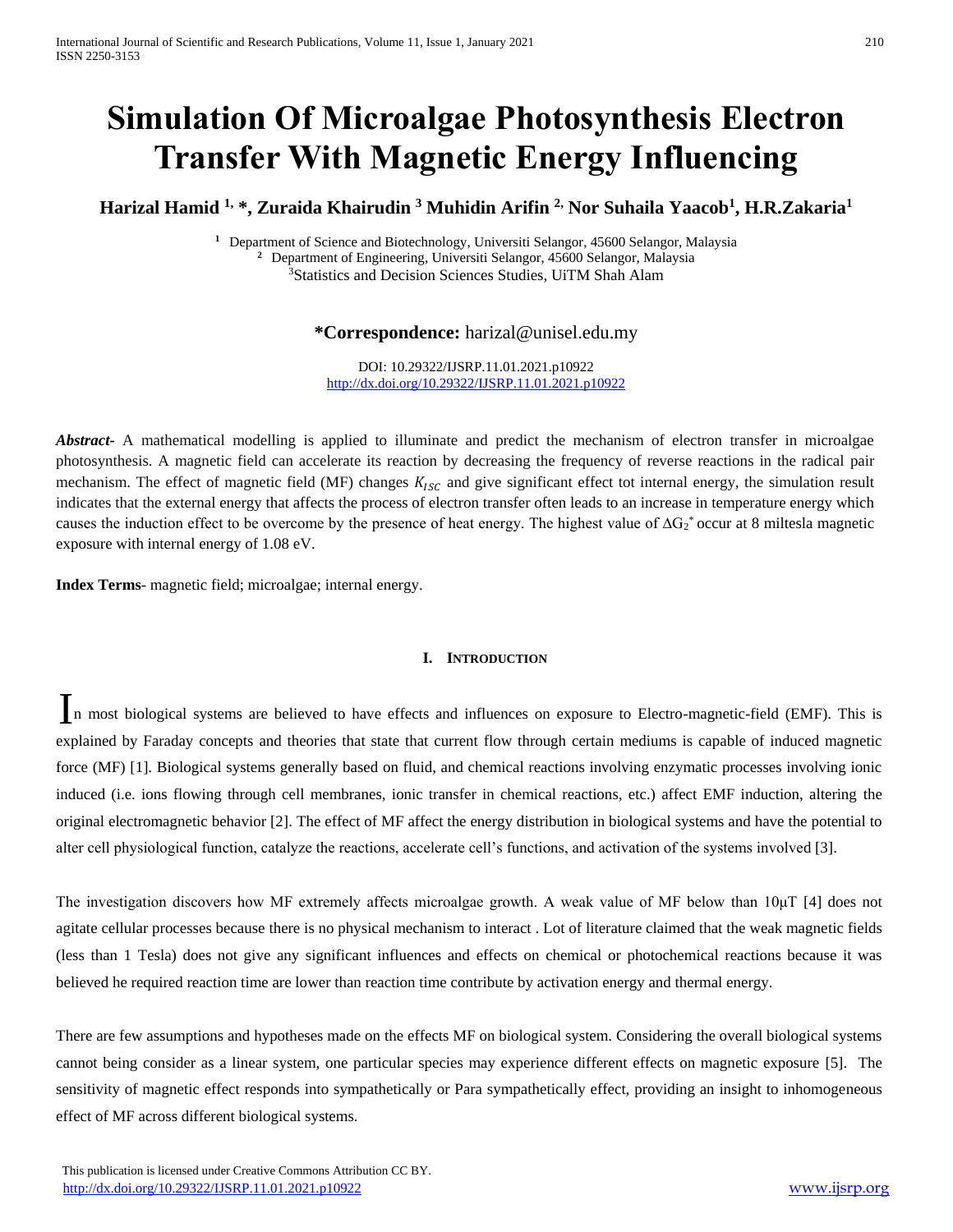# Simulation Of Microalgae Photosynthesis Electron Transfer With Magnetic Energy Influencing

**Harizal Hamid [1,*], Zuraida Khairudin [3] Muhidin Arifin [2], Nor Suhaila Yaacob[1], H.R.Zakaria[1]**

[1] Department of Science and Biotechnology, Universiti Selangor, 45600 Selangor, Malaysia
[2] Department of Engineering, Universiti Selangor, 45600 Selangor, Malaysia
[3]Statistics and Decision Sciences Studies, UiTM Shah Alam

**\*Correspondence:** harizal@unisel.edu.my

DOI: 10.29322/IJSRP.11.01.2021.p10922
http://dx.doi.org/10.29322/IJSRP.11.01.2021.p10922

***Abstract***- A mathematical modelling is applied to illuminate and predict the mechanism of electron transfer in microalgae photosynthesis. A magnetic field can accelerate its reaction by decreasing the frequency of reverse reactions in the radical pair mechanism. The effect of magnetic field (MF) changes $K_{ISC}$ and give significant effect tot internal energy, the simulation result indicates that the external energy that affects the process of electron transfer often leads to an increase in temperature energy which causes the induction effect to be overcome by the presence of heat energy. The highest value of $\Delta G_2^*$ occur at 8 miltesla magnetic exposure with internal energy of 1.08 eV.

**Index Terms**- magnetic field; microalgae; internal energy.

## I. Introduction

In most biological systems are believed to have effects and influences on exposure to Electro-magnetic-field (EMF). This is explained by Faraday concepts and theories that state that current flow through certain mediums is capable of induced magnetic force (MF) [1]. Biological systems generally based on fluid, and chemical reactions involving enzymatic processes involving ionic induced (i.e. ions flowing through cell membranes, ionic transfer in chemical reactions, etc.) affect EMF induction, altering the original electromagnetic behavior [2]. The effect of MF affect the energy distribution in biological systems and have the potential to alter cell physiological function, catalyze the reactions, accelerate cell's functions, and activation of the systems involved [3].

The investigation discovers how MF extremely affects microalgae growth. A weak value of MF below than 10μT [4] does not agitate cellular processes because there is no physical mechanism to interact . Lot of literature claimed that the weak magnetic fields (less than 1 Tesla) does not give any significant influences and effects on chemical or photochemical reactions because it was believed he required reaction time are lower than reaction time contribute by activation energy and thermal energy.

There are few assumptions and hypotheses made on the effects MF on biological system. Considering the overall biological systems cannot being consider as a linear system, one particular species may experience different effects on magnetic exposure [5]. The sensitivity of magnetic effect responds into sympathetically or Para sympathetically effect, providing an insight to inhomogeneous effect of MF across different biological systems.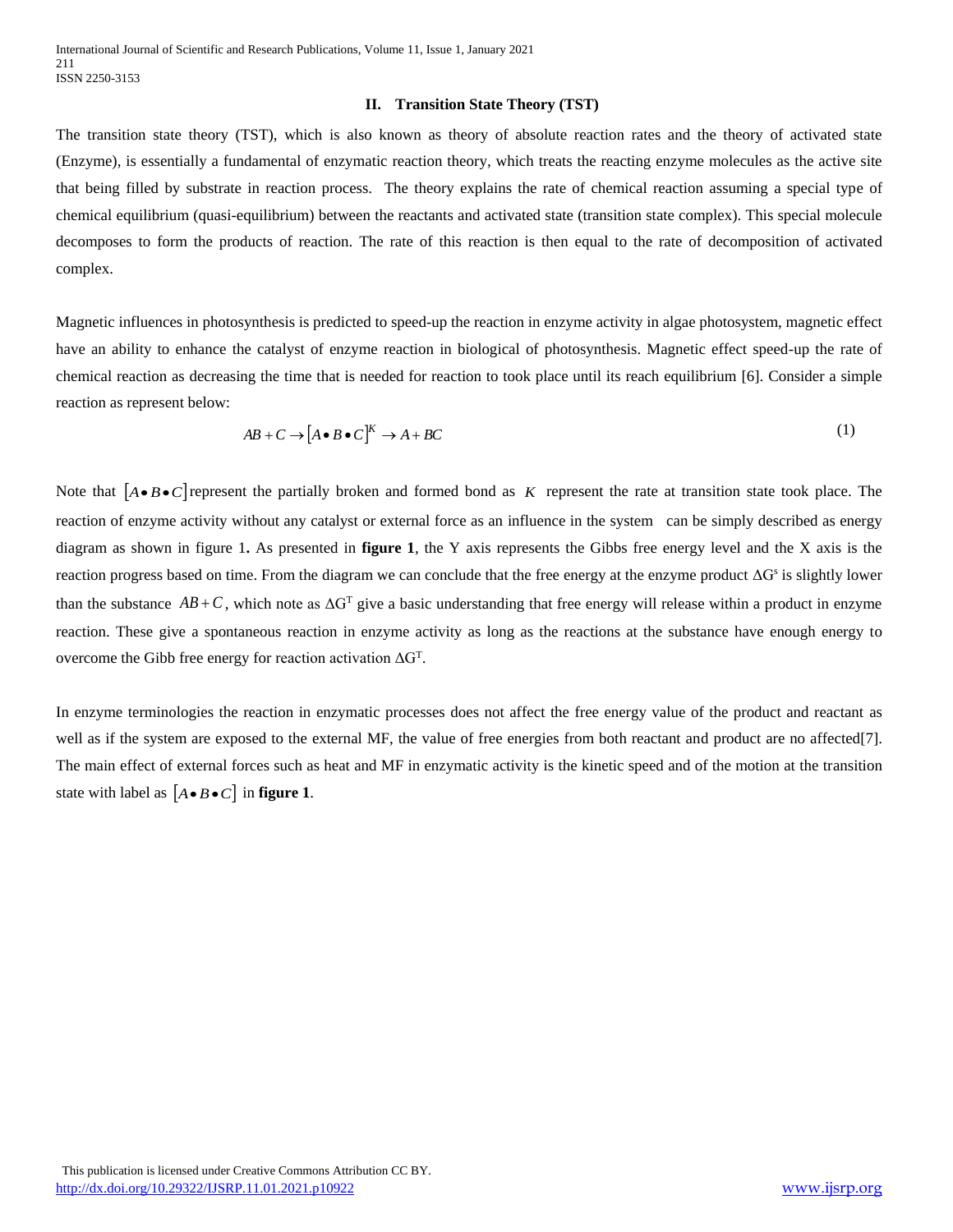## II. Transition State Theory (TST)

The transition state theory (TST), which is also known as theory of absolute reaction rates and the theory of activated state (Enzyme), is essentially a fundamental of enzymatic reaction theory, which treats the reacting enzyme molecules as the active site that being filled by substrate in reaction process. The theory explains the rate of chemical reaction assuming a special type of chemical equilibrium (quasi-equilibrium) between the reactants and activated state (transition state complex). This special molecule decomposes to form the products of reaction. The rate of this reaction is then equal to the rate of decomposition of activated complex.

Magnetic influences in photosynthesis is predicted to speed-up the reaction in enzyme activity in algae photosystem, magnetic effect have an ability to enhance the catalyst of enzyme reaction in biological of photosynthesis. Magnetic effect speed-up the rate of chemical reaction as decreasing the time that is needed for reaction to took place until its reach equilibrium [6]. Consider a simple reaction as represent below:

$$AB + C \rightarrow [A \bullet B \bullet C]^{K} \rightarrow A + BC \tag{1}$$

Note that $[A \bullet B \bullet C]$ represent the partially broken and formed bond as $K$ represent the rate at transition state took place. The reaction of enzyme activity without any catalyst or external force as an influence in the system can be simply described as energy diagram as shown in figure 1**.** As presented in **figure 1**, the Y axis represents the Gibbs free energy level and the X axis is the reaction progress based on time. From the diagram we can conclude that the free energy at the enzyme product $\Delta G^{s}$ is slightly lower than the substance $AB + C$, which note as $\Delta G^{T}$ give a basic understanding that free energy will release within a product in enzyme reaction. These give a spontaneous reaction in enzyme activity as long as the reactions at the substance have enough energy to overcome the Gibb free energy for reaction activation $\Delta G^{T}$.

In enzyme terminologies the reaction in enzymatic processes does not affect the free energy value of the product and reactant as well as if the system are exposed to the external MF, the value of free energies from both reactant and product are no affected[7]. The main effect of external forces such as heat and MF in enzymatic activity is the kinetic speed and of the motion at the transition state with label as $[A \bullet B \bullet C]$ in **figure 1**.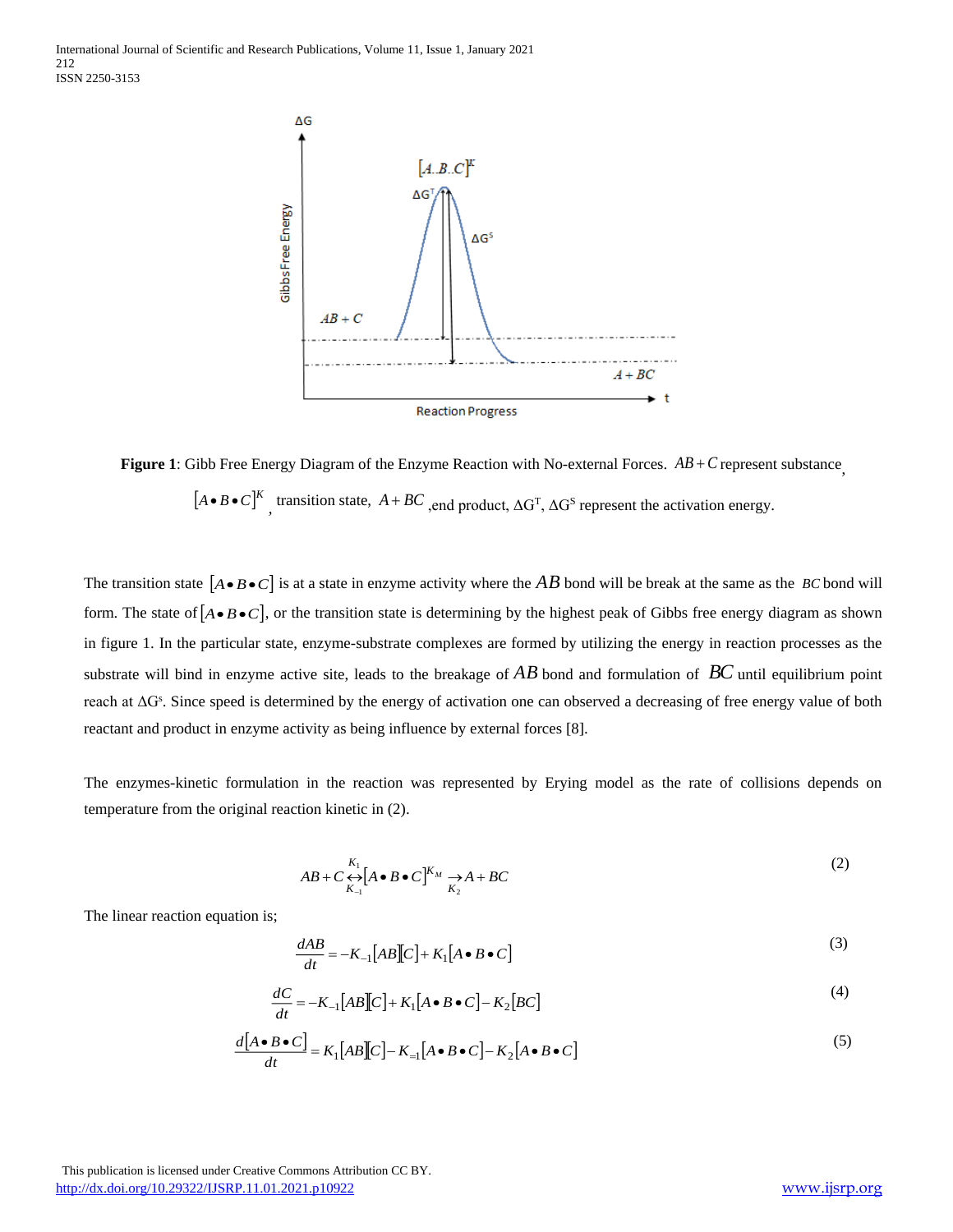**Figure 1**: Gibb Free Energy Diagram of the Enzyme Reaction with No-external Forces. $AB + C$ represent substance, $[A \bullet B \bullet C]^K$, transition state, $A + BC$ ,end product, $\Delta G^T$, $\Delta G^S$ represent the activation energy.

The transition state $[A \bullet B \bullet C]$ is at a state in enzyme activity where the $AB$ bond will be break at the same as the $BC$ bond will form. The state of $[A \bullet B \bullet C]$, or the transition state is determining by the highest peak of Gibbs free energy diagram as shown in figure 1. In the particular state, enzyme-substrate complexes are formed by utilizing the energy in reaction processes as the substrate will bind in enzyme active site, leads to the breakage of $AB$ bond and formulation of $BC$ until equilibrium point reach at $\Delta G^s$. Since speed is determined by the energy of activation one can observed a decreasing of free energy value of both reactant and product in enzyme activity as being influence by external forces [8].

The enzymes-kinetic formulation in the reaction was represented by Erying model as the rate of collisions depends on temperature from the original reaction kinetic in (2).

$$AB + C \underset{K_{-1}}{\overset{K_1}{\leftrightarrow}} [A \bullet B \bullet C]^{K_M} \underset{K_2}{\rightarrow} A + BC \tag{2}$$

The linear reaction equation is;

$$\frac{dAB}{dt} = -K_{-1}[AB][C] + K_1[A \bullet B \bullet C] \tag{3}$$

$$\frac{dC}{dt} = -K_{-1}[AB][C] + K_1[A \bullet B \bullet C] - K_2[BC] \tag{4}$$

$$\frac{d[A \bullet B \bullet C]}{dt} = K_1[AB][C] - K_{=1}[A \bullet B \bullet C] - K_2[A \bullet B \bullet C] \tag{5}$$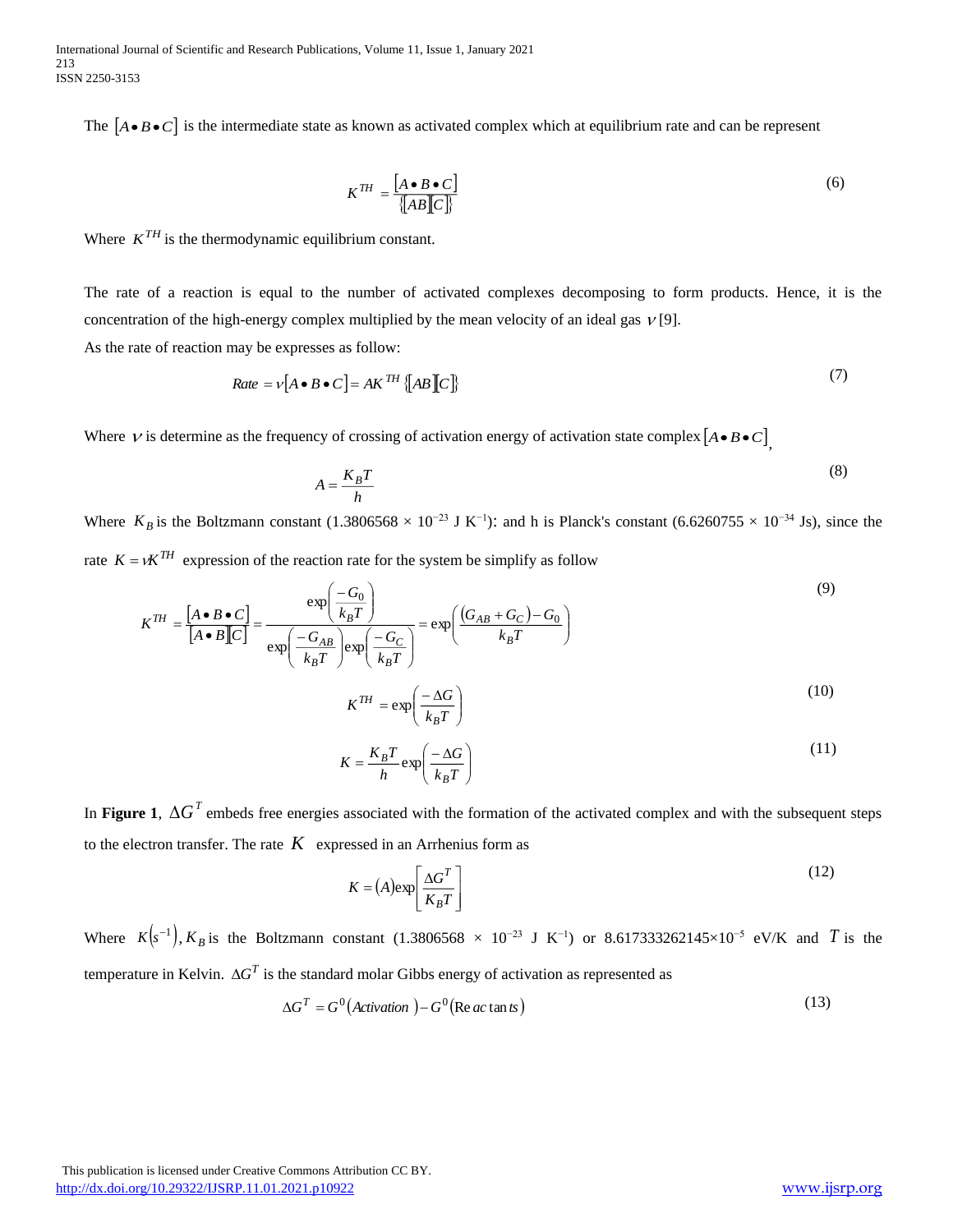The $[A \bullet B \bullet C]$ is the intermediate state as known as activated complex which at equilibrium rate and can be represent

$$K^{TH} = \frac{[A \bullet B \bullet C]}{\{[AB][C]\}} \tag{6}$$

Where $K^{TH}$ is the thermodynamic equilibrium constant.

The rate of a reaction is equal to the number of activated complexes decomposing to form products. Hence, it is the concentration of the high-energy complex multiplied by the mean velocity of an ideal gas $\nu$ [9].

As the rate of reaction may be expresses as follow:

$$Rate = \nu[A \bullet B \bullet C] = AK^{TH}\{[AB][C]\} \tag{7}$$

Where $\nu$ is determine as the frequency of crossing of activation energy of activation state complex $[A \bullet B \bullet C]$,

$$A = \frac{K_B T}{h} \tag{8}$$

Where $K_B$ is the Boltzmann constant (1.3806568 × $10^{-23}$ J $K^{-1}$): and h is Planck's constant (6.6260755 × $10^{-34}$ Js), since the rate $K = \nu K^{TH}$ expression of the reaction rate for the system be simplify as follow

$$K^{TH} = \frac{[A \bullet B \bullet C]}{[A \bullet B][C]} = \frac{\exp\left(\frac{-G_0}{k_B T}\right)}{\exp\left(\frac{-G_{AB}}{k_B T}\right)\exp\left(\frac{-G_C}{k_B T}\right)} = \exp\left(\frac{(G_{AB} + G_C) - G_0}{k_B T}\right) \tag{9}$$

$$K^{TH} = \exp\left(\frac{-\Delta G}{k_B T}\right) \tag{10}$$

$$K = \frac{K_B T}{h}\exp\left(\frac{-\Delta G}{k_B T}\right) \tag{11}$$

In **Figure 1**, $\Delta G^T$ embeds free energies associated with the formation of the activated complex and with the subsequent steps to the electron transfer. The rate $K$ expressed in an Arrhenius form as

$$K = (A)\exp\left[\frac{\Delta G^T}{K_B T}\right] \tag{12}$$

Where $K(s^{-1})$, $K_B$ is the Boltzmann constant (1.3806568 × $10^{-23}$ J $K^{-1}$) or 8.617333262145×$10^{-5}$ eV/K and $T$ is the temperature in Kelvin. $\Delta G^T$ is the standard molar Gibbs energy of activation as represented as

$$\Delta G^T = G^0(Activation) - G^0(Reactants) \tag{13}$$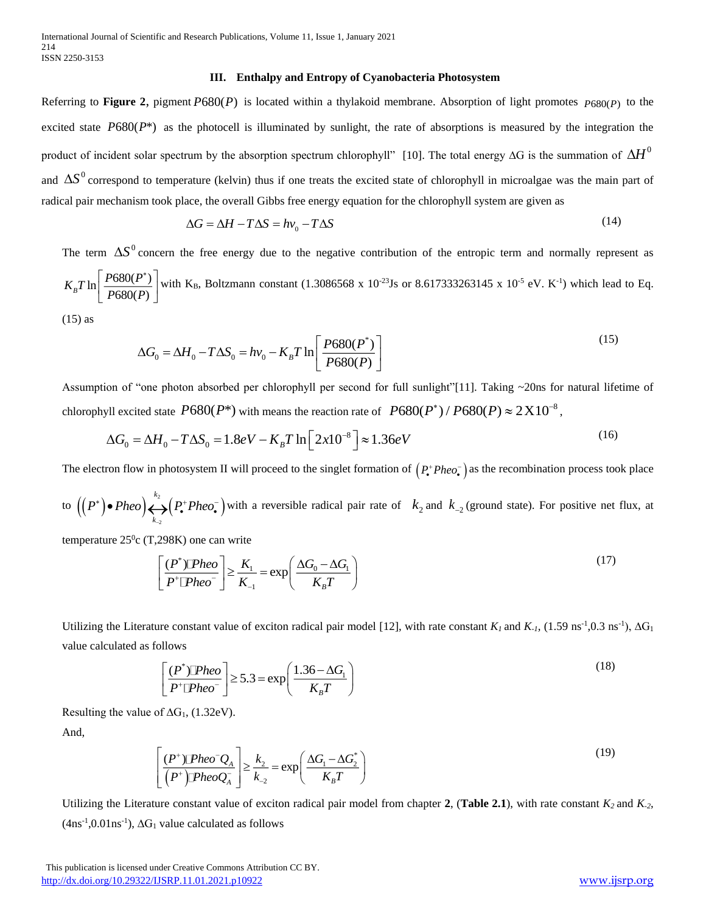### III. Enthalpy and Entropy of Cyanobacteria Photosystem

Referring to **Figure 2**, pigment $P680(P)$ is located within a thylakoid membrane. Absorption of light promotes $P680(P)$ to the excited state $P680(P^*)$ as the photocell is illuminated by sunlight, the rate of absorptions is measured by the integration the product of incident solar spectrum by the absorption spectrum chlorophyll" [10]. The total energy ΔG is the summation of $\Delta H^0$ and $\Delta S^0$ correspond to temperature (kelvin) thus if one treats the excited state of chlorophyll in microalgae was the main part of radical pair mechanism took place, the overall Gibbs free energy equation for the chlorophyll system are given as

$$\Delta G = \Delta H - T\Delta S = h\nu_0 - T\Delta S \tag{14}$$

The term $\Delta S^0$ concern the free energy due to the negative contribution of the entropic term and normally represent as $K_B T \ln\left[\frac{P680(P^*)}{P680(P)}\right]$ with $K_B$, Boltzmann constant (1.3086568 x $10^{-23}$Js or 8.617333263145 x $10^{-5}$ eV. $K^{-1}$) which lead to Eq. (15) as

$$\Delta G_0 = \Delta H_0 - T\Delta S_0 = h\nu_0 - K_B T \ln\left[\frac{P680(P^*)}{P680(P)}\right] \tag{15}$$

Assumption of "one photon absorbed per chlorophyll per second for full sunlight"[11]. Taking ~20ns for natural lifetime of chlorophyll excited state $P680(P^*)$ with means the reaction rate of $P680(P^*)/P680(P) \approx 2\text{X}10^{-8}$,

$$\Delta G_0 = \Delta H_0 - T\Delta S_0 = 1.8eV - K_B T \ln\left[2x10^{-8}\right] \approx 1.36eV \tag{16}$$

The electron flow in photosystem II will proceed to the singlet formation of $\left(P_{\bullet}^{+}Pheo_{\bullet}^{-}\right)$ as the recombination process took place to $\left(\left(P^*\right)\bullet Pheo\right)\underset{k_{-2}}{\overset{k_2}{\longleftrightarrow}}\left(P_{\bullet}^{+}Pheo_{\bullet}^{-}\right)$ with a reversible radical pair rate of $k_2$ and $k_{-2}$ (ground state). For positive net flux, at temperature $25^0$c (T,298K) one can write

$$\left[\frac{(P^*)\square Pheo}{P^+\square Pheo^-}\right] \geq \frac{K_1}{K_{-1}} = \exp\left(\frac{\Delta G_0 - \Delta G_1}{K_B T}\right) \tag{17}$$

Utilizing the Literature constant value of exciton radical pair model [12], with rate constant $K_1$ and $K_{-1}$, (1.59 $ns^{-1}$,0.3 $ns^{-1}$), $\Delta G_1$ value calculated as follows

$$\left[\frac{(P^*)\square Pheo}{P^+\square Pheo^-}\right] \geq 5.3 = \exp\left(\frac{1.36 - \Delta G_1}{K_B T}\right) \tag{18}$$

Resulting the value of $\Delta G_1$, (1.32eV).

And,

$$\left[\frac{(P^+)\square Pheo^- Q_A}{\left(P^+\right)\square PheoQ_A^-}\right] \geq \frac{k_2}{k_{-2}} = \exp\left(\frac{\Delta G_1 - \Delta G_2^*}{K_B T}\right) \tag{19}$$

Utilizing the Literature constant value of exciton radical pair model from chapter **2**, (**Table 2.1**), with rate constant $K_2$ and $K_{-2}$, ($4ns^{-1}$,$0.01ns^{-1}$), $\Delta G_1$ value calculated as follows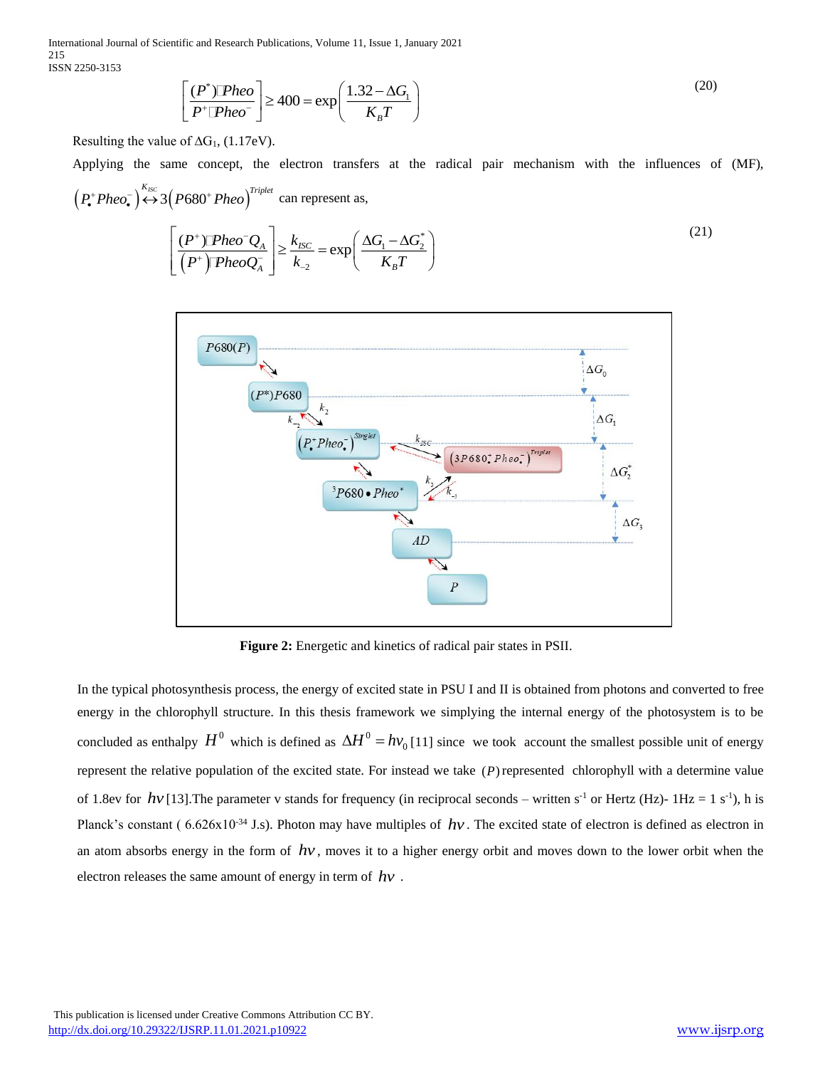$$\left[\frac{(P^{*})\square Pheo}{P^{+}\square Pheo^{-}}\right] \geq 400 = \exp\left(\frac{1.32-\Delta G_{1}}{K_{B}T}\right) \tag{20}$$

Resulting the value of $\Delta G_1$, (1.17eV).

Applying the same concept, the electron transfers at the radical pair mechanism with the influences of (MF), $\left(P_{\bullet}^{+}Pheo_{\bullet}^{-}\right) \overset{K_{ISC}}{\leftrightarrow} 3\left(P680^{+}\,Pheo\right)^{Triplet}$ can represent as,

$$\left[\frac{(P^{+})\square Pheo^{-}Q_{A}}{\left(P^{+}\right)\square PheoQ_{A}^{-}}\right] \geq \frac{k_{ISC}}{k_{-2}} = \exp\left(\frac{\Delta G_{1}-\Delta G_{2}^{*}}{K_{B}T}\right) \tag{21}$$

**Figure 2:** Energetic and kinetics of radical pair states in PSII.

In the typical photosynthesis process, the energy of excited state in PSU I and II is obtained from photons and converted to free energy in the chlorophyll structure. In this thesis framework we simplying the internal energy of the photosystem is to be concluded as enthalpy $H^{0}$ which is defined as $\Delta H^{0} = h\nu_{0}$ [11] since we took account the smallest possible unit of energy represent the relative population of the excited state. For instead we take $(P)$ represented chlorophyll with a determine value of 1.8ev for $h\nu$ [13].The parameter v stands for frequency (in reciprocal seconds – written $s^{-1}$ or Hertz (Hz)- 1Hz = 1 $s^{-1}$), h is Planck's constant ( $6.626 \times 10^{-34}$ J.s). Photon may have multiples of $h\nu$. The excited state of electron is defined as electron in an atom absorbs energy in the form of $h\nu$, moves it to a higher energy orbit and moves down to the lower orbit when the electron releases the same amount of energy in term of $h\nu$ .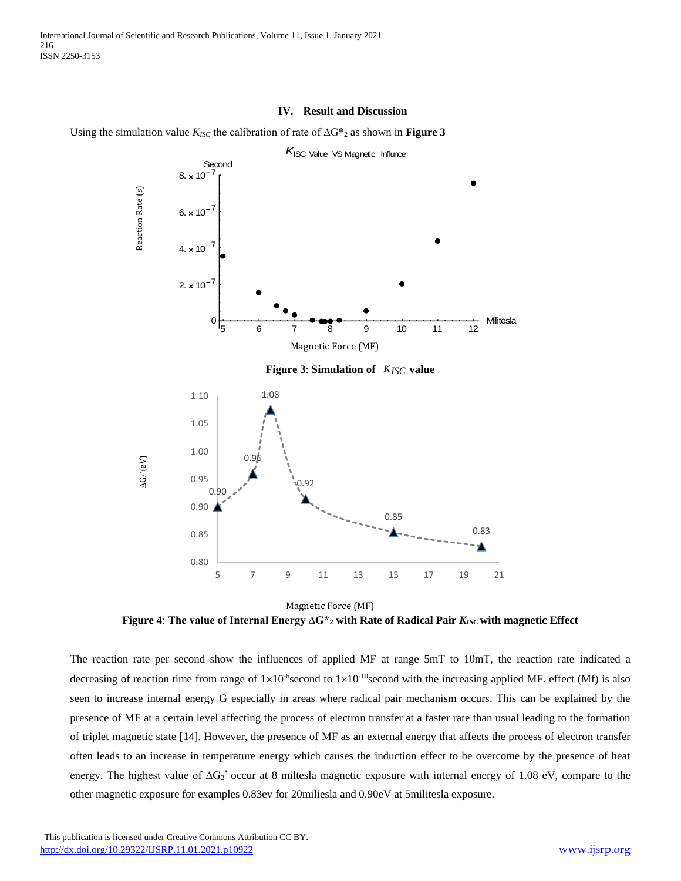## IV. Result and Discussion

Using the simulation value $K_{ISC}$ the calibration of rate of $\Delta G^*_2$ as shown in **Figure 3**

**Figure 3**: **Simulation of $K_{ISC}$ value**

**Figure 4**: **The value of Internal Energy $\Delta G^*_2$ with Rate of Radical Pair $K_{ISC}$ with magnetic Effect**

The reaction rate per second show the influences of applied MF at range 5mT to 10mT, the reaction rate indicated a decreasing of reaction time from range of $1\times10^{-6}$second to $1\times10^{-10}$second with the increasing applied MF. effect (Mf) is also seen to increase internal energy G especially in areas where radical pair mechanism occurs. This can be explained by the presence of MF at a certain level affecting the process of electron transfer at a faster rate than usual leading to the formation of triplet magnetic state [14]. However, the presence of MF as an external energy that affects the process of electron transfer often leads to an increase in temperature energy which causes the induction effect to be overcome by the presence of heat energy. The highest value of $\Delta G_2^*$ occur at 8 miltesla magnetic exposure with internal energy of 1.08 eV, compare to the other magnetic exposure for examples 0.83ev for 20miliesla and 0.90eV at 5militesla exposure.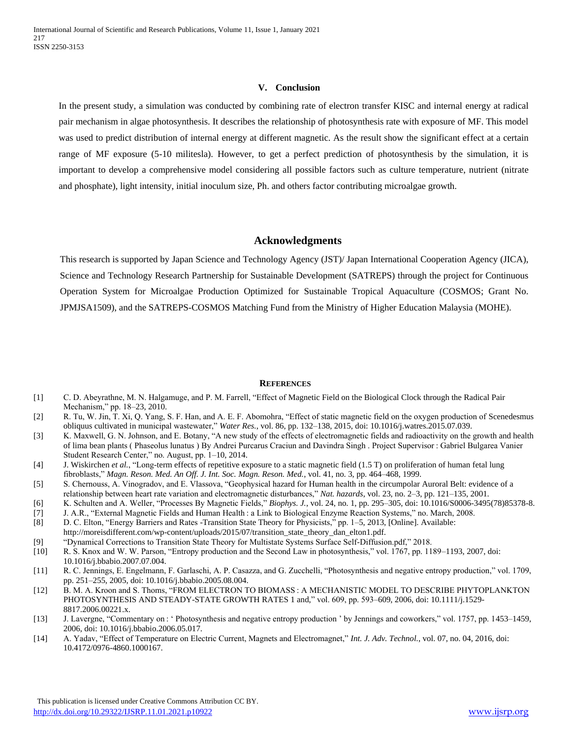## V. Conclusion

In the present study, a simulation was conducted by combining rate of electron transfer KISC and internal energy at radical pair mechanism in algae photosynthesis. It describes the relationship of photosynthesis rate with exposure of MF. This model was used to predict distribution of internal energy at different magnetic. As the result show the significant effect at a certain range of MF exposure (5-10 militesla). However, to get a perfect prediction of photosynthesis by the simulation, it is important to develop a comprehensive model considering all possible factors such as culture temperature, nutrient (nitrate and phosphate), light intensity, initial inoculum size, Ph. and others factor contributing microalgae growth.

## Acknowledgments

This research is supported by Japan Science and Technology Agency (JST)/ Japan International Cooperation Agency (JICA), Science and Technology Research Partnership for Sustainable Development (SATREPS) through the project for Continuous Operation System for Microalgae Production Optimized for Sustainable Tropical Aquaculture (COSMOS; Grant No. JPMJSA1509), and the SATREPS-COSMOS Matching Fund from the Ministry of Higher Education Malaysia (MOHE).

## References

[1] C. D. Abeyrathne, M. N. Halgamuge, and P. M. Farrell, "Effect of Magnetic Field on the Biological Clock through the Radical Pair Mechanism," pp. 18–23, 2010.

[2] R. Tu, W. Jin, T. Xi, Q. Yang, S. F. Han, and A. E. F. Abomohra, "Effect of static magnetic field on the oxygen production of Scenedesmus obliquus cultivated in municipal wastewater," *Water Res.*, vol. 86, pp. 132–138, 2015, doi: 10.1016/j.watres.2015.07.039.

[3] K. Maxwell, G. N. Johnson, and E. Botany, "A new study of the effects of electromagnetic fields and radioactivity on the growth and health of lima bean plants ( Phaseolus lunatus ) By Andrei Purcarus Craciun and Davindra Singh . Project Supervisor : Gabriel Bulgarea Vanier Student Research Center," no. August, pp. 1–10, 2014.

[4] J. Wiskirchen *et al.*, "Long-term effects of repetitive exposure to a static magnetic field (1.5 T) on proliferation of human fetal lung fibroblasts," *Magn. Reson. Med. An Off. J. Int. Soc. Magn. Reson. Med.*, vol. 41, no. 3, pp. 464–468, 1999.

[5] S. Chernouss, A. Vinogradov, and E. Vlassova, "Geophysical hazard for Human health in the circumpolar Auroral Belt: evidence of a relationship between heart rate variation and electromagnetic disturbances," *Nat. hazards*, vol. 23, no. 2–3, pp. 121–135, 2001.

[6] K. Schulten and A. Weller, "Processes By Magnetic Fields," *Biophys. J.*, vol. 24, no. 1, pp. 295–305, doi: 10.1016/S0006-3495(78)85378-8.

[7] J. A.R., "External Magnetic Fields and Human Health : a Link to Biological Enzyme Reaction Systems," no. March, 2008.

[8] D. C. Elton, "Energy Barriers and Rates -Transition State Theory for Physicists," pp. 1–5, 2013, [Online]. Available: http://moreisdifferent.com/wp-content/uploads/2015/07/transition_state_theory_dan_elton1.pdf.

[9] "Dynamical Corrections to Transition State Theory for Multistate Systems Surface Self-Diffusion.pdf," 2018.

[10] R. S. Knox and W. W. Parson, "Entropy production and the Second Law in photosynthesis," vol. 1767, pp. 1189–1193, 2007, doi: 10.1016/j.bbabio.2007.07.004.

[11] R. C. Jennings, E. Engelmann, F. Garlaschi, A. P. Casazza, and G. Zucchelli, "Photosynthesis and negative entropy production," vol. 1709, pp. 251–255, 2005, doi: 10.1016/j.bbabio.2005.08.004.

[12] B. M. A. Kroon and S. Thoms, "FROM ELECTRON TO BIOMASS : A MECHANISTIC MODEL TO DESCRIBE PHYTOPLANKTON PHOTOSYNTHESIS AND STEADY-STATE GROWTH RATES 1 and," vol. 609, pp. 593–609, 2006, doi: 10.1111/j.1529-8817.2006.00221.x.

[13] J. Lavergne, "Commentary on : ' Photosynthesis and negative entropy production ' by Jennings and coworkers," vol. 1757, pp. 1453–1459, 2006, doi: 10.1016/j.bbabio.2006.05.017.

[14] A. Yadav, "Effect of Temperature on Electric Current, Magnets and Electromagnet," *Int. J. Adv. Technol.*, vol. 07, no. 04, 2016, doi: 10.4172/0976-4860.1000167.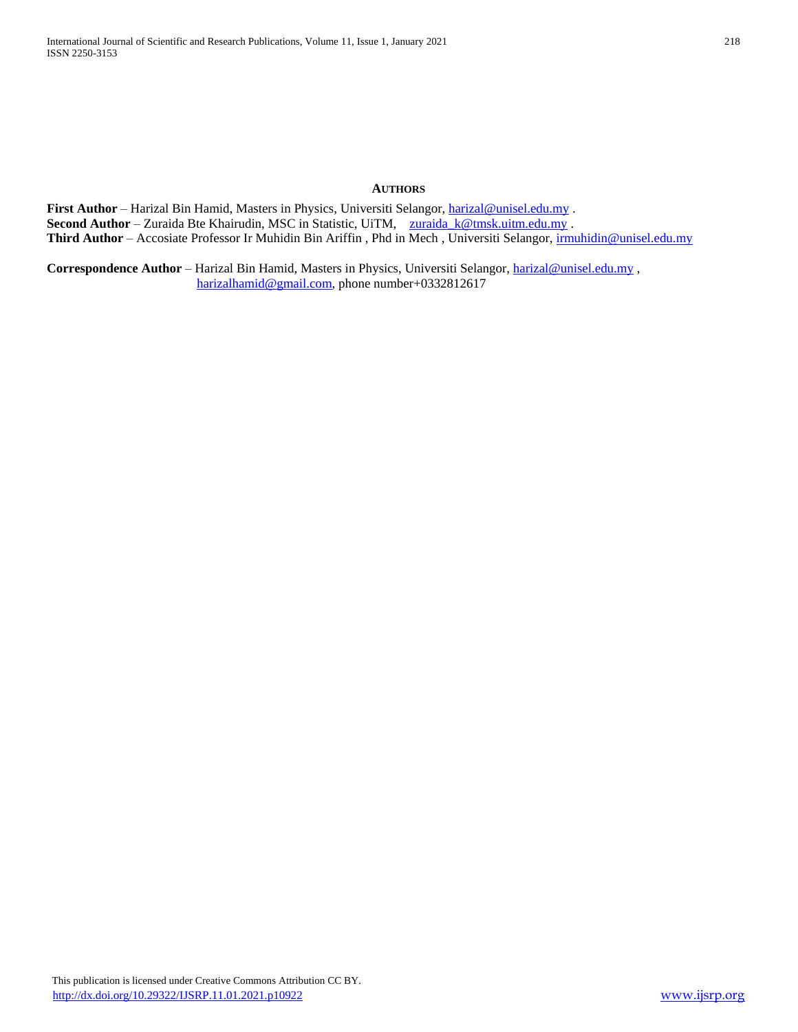## AUTHORS

**First Author** – Harizal Bin Hamid, Masters in Physics, Universiti Selangor, harizal@unisel.edu.my .
**Second Author** – Zuraida Bte Khairudin, MSC in Statistic, UiTM, zuraida_k@tmsk.uitm.edu.my .
**Third Author** – Accosiate Professor Ir Muhidin Bin Ariffin , Phd in Mech , Universiti Selangor, irmuhidin@unisel.edu.my

**Correspondence Author** – Harizal Bin Hamid, Masters in Physics, Universiti Selangor, harizal@unisel.edu.my , harizalhamid@gmail.com, phone number+0332812617